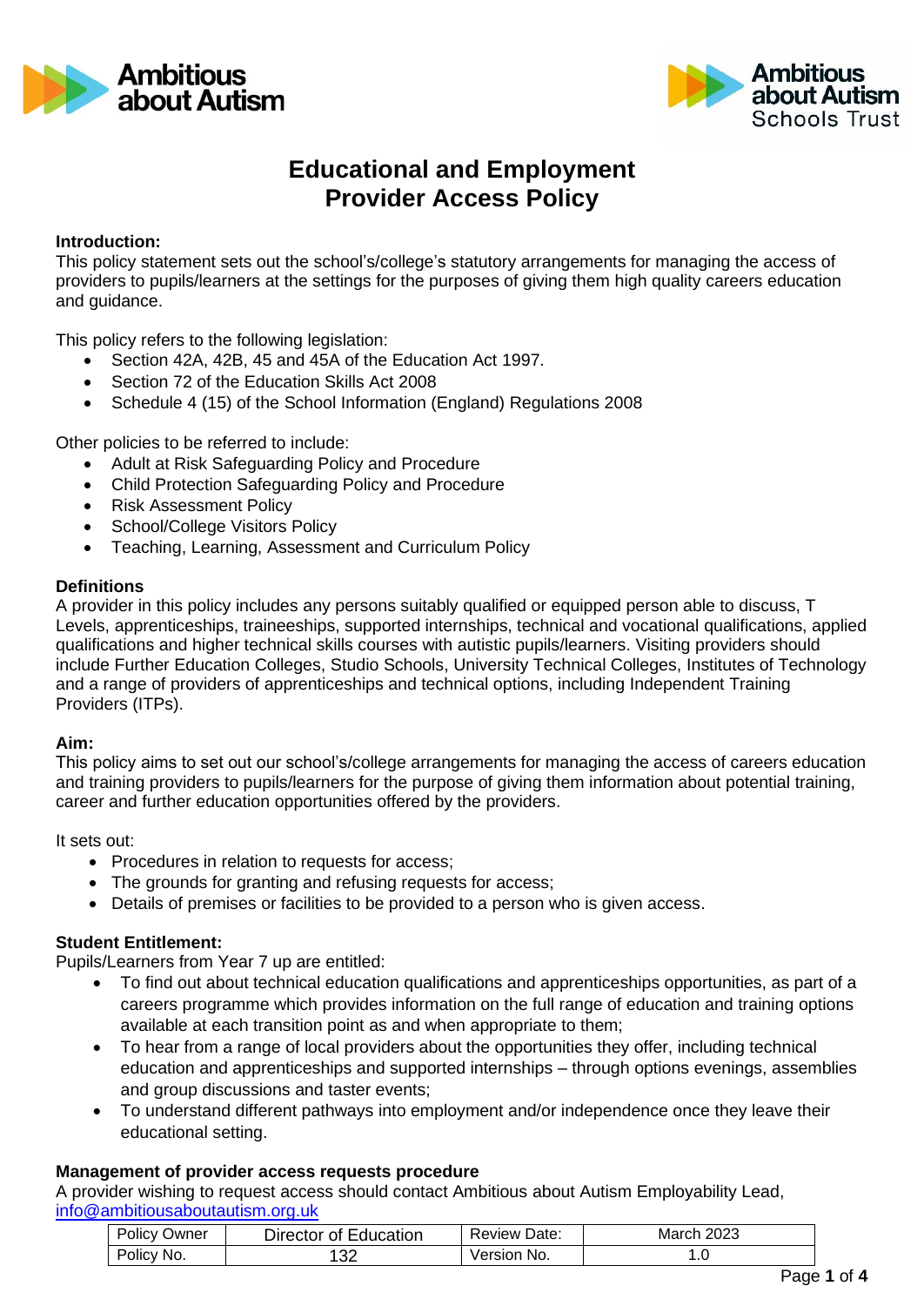# Educational and Employment Provider Access Policy

**Introduction:**
This policy statement sets out the school's/college's statutory arrangements for managing the access of providers to pupils/learners at the settings for the purposes of giving them high quality careers education and guidance.

This policy refers to the following legislation:

- Section 42A, 42B, 45 and 45A of the Education Act 1997.
- Section 72 of the Education Skills Act 2008
- Schedule 4 (15) of the School Information (England) Regulations 2008

Other policies to be referred to include:

- Adult at Risk Safeguarding Policy and Procedure
- Child Protection Safeguarding Policy and Procedure
- Risk Assessment Policy
- School/College Visitors Policy
- Teaching, Learning, Assessment and Curriculum Policy

**Definitions**
A provider in this policy includes any persons suitably qualified or equipped person able to discuss, T Levels, apprenticeships, traineeships, supported internships, technical and vocational qualifications, applied qualifications and higher technical skills courses with autistic pupils/learners. Visiting providers should include Further Education Colleges, Studio Schools, University Technical Colleges, Institutes of Technology and a range of providers of apprenticeships and technical options, including Independent Training Providers (ITPs).

**Aim:**
This policy aims to set out our school's/college arrangements for managing the access of careers education and training providers to pupils/learners for the purpose of giving them information about potential training, career and further education opportunities offered by the providers.

It sets out:

- Procedures in relation to requests for access;
- The grounds for granting and refusing requests for access;
- Details of premises or facilities to be provided to a person who is given access.

**Student Entitlement:**
Pupils/Learners from Year 7 up are entitled:

- To find out about technical education qualifications and apprenticeships opportunities, as part of a careers programme which provides information on the full range of education and training options available at each transition point as and when appropriate to them;
- To hear from a range of local providers about the opportunities they offer, including technical education and apprenticeships and supported internships – through options evenings, assemblies and group discussions and taster events;
- To understand different pathways into employment and/or independence once they leave their educational setting.

**Management of provider access requests procedure**
A provider wishing to request access should contact Ambitious about Autism Employability Lead, info@ambitiousaboutautism.org.uk

| Policy Owner | Director of Education | Review Date: | March 2023 |
|---|---|---|---|
| Policy No. | 132 | Version No. | 1.0 |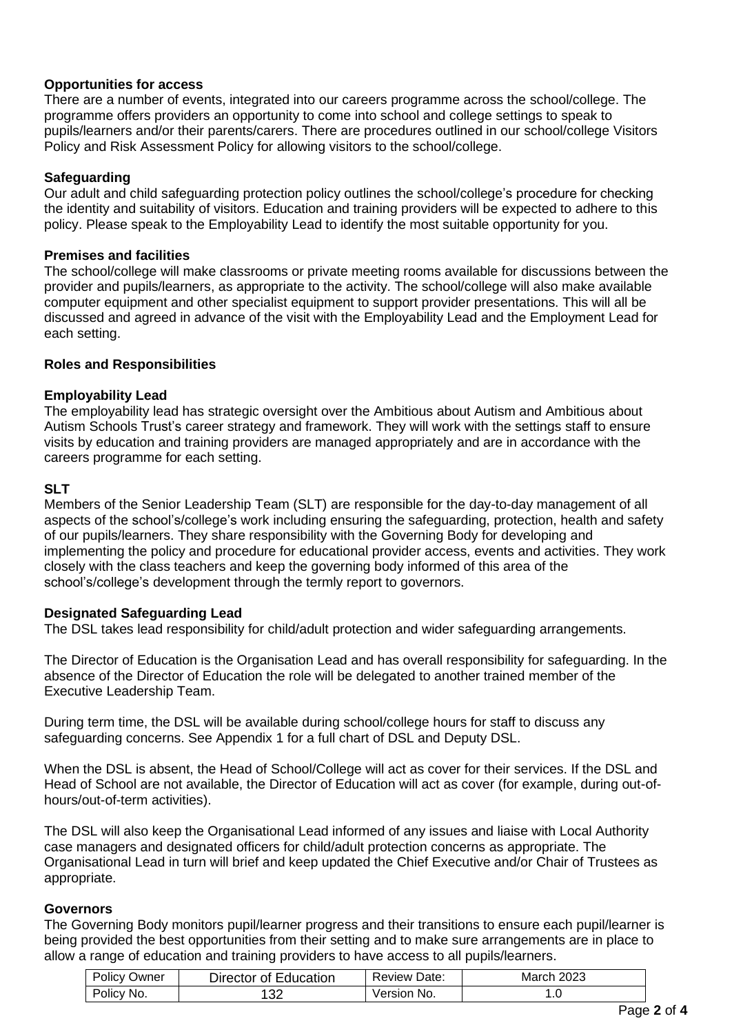**Opportunities for access**

There are a number of events, integrated into our careers programme across the school/college. The programme offers providers an opportunity to come into school and college settings to speak to pupils/learners and/or their parents/carers. There are procedures outlined in our school/college Visitors Policy and Risk Assessment Policy for allowing visitors to the school/college.

**Safeguarding**

Our adult and child safeguarding protection policy outlines the school/college's procedure for checking the identity and suitability of visitors. Education and training providers will be expected to adhere to this policy. Please speak to the Employability Lead to identify the most suitable opportunity for you.

**Premises and facilities**

The school/college will make classrooms or private meeting rooms available for discussions between the provider and pupils/learners, as appropriate to the activity. The school/college will also make available computer equipment and other specialist equipment to support provider presentations. This will all be discussed and agreed in advance of the visit with the Employability Lead and the Employment Lead for each setting.

**Roles and Responsibilities**

**Employability Lead**

The employability lead has strategic oversight over the Ambitious about Autism and Ambitious about Autism Schools Trust's career strategy and framework. They will work with the settings staff to ensure visits by education and training providers are managed appropriately and are in accordance with the careers programme for each setting.

**SLT**

Members of the Senior Leadership Team (SLT) are responsible for the day-to-day management of all aspects of the school's/college's work including ensuring the safeguarding, protection, health and safety of our pupils/learners. They share responsibility with the Governing Body for developing and implementing the policy and procedure for educational provider access, events and activities. They work closely with the class teachers and keep the governing body informed of this area of the school's/college's development through the termly report to governors.

**Designated Safeguarding Lead**

The DSL takes lead responsibility for child/adult protection and wider safeguarding arrangements.

The Director of Education is the Organisation Lead and has overall responsibility for safeguarding. In the absence of the Director of Education the role will be delegated to another trained member of the Executive Leadership Team.

During term time, the DSL will be available during school/college hours for staff to discuss any safeguarding concerns. See Appendix 1 for a full chart of DSL and Deputy DSL.

When the DSL is absent, the Head of School/College will act as cover for their services. If the DSL and Head of School are not available, the Director of Education will act as cover (for example, during out-of-hours/out-of-term activities).

The DSL will also keep the Organisational Lead informed of any issues and liaise with Local Authority case managers and designated officers for child/adult protection concerns as appropriate. The Organisational Lead in turn will brief and keep updated the Chief Executive and/or Chair of Trustees as appropriate.

**Governors**

The Governing Body monitors pupil/learner progress and their transitions to ensure each pupil/learner is being provided the best opportunities from their setting and to make sure arrangements are in place to allow a range of education and training providers to have access to all pupils/learners.

| Policy Owner | Director of Education | Review Date: | March 2023 |
|---|---|---|---|
| Policy No. | 132 | Version No. | 1.0 |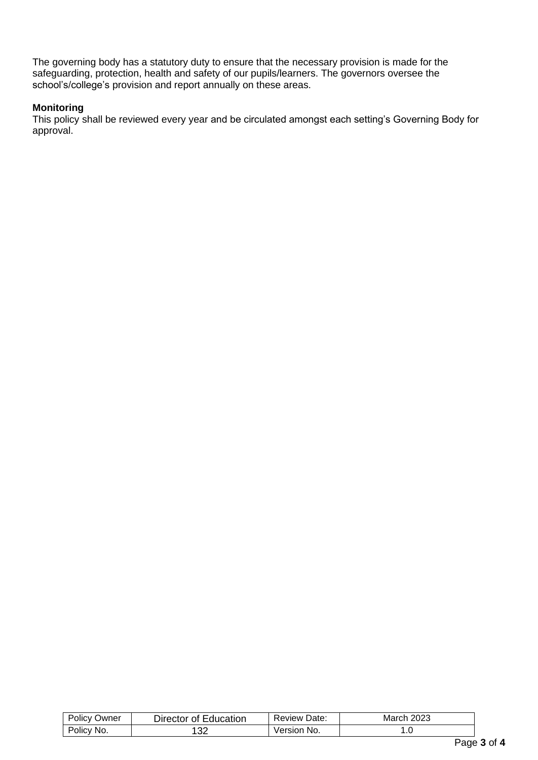The governing body has a statutory duty to ensure that the necessary provision is made for the safeguarding, protection, health and safety of our pupils/learners. The governors oversee the school's/college's provision and report annually on these areas.

**Monitoring**

This policy shall be reviewed every year and be circulated amongst each setting's Governing Body for approval.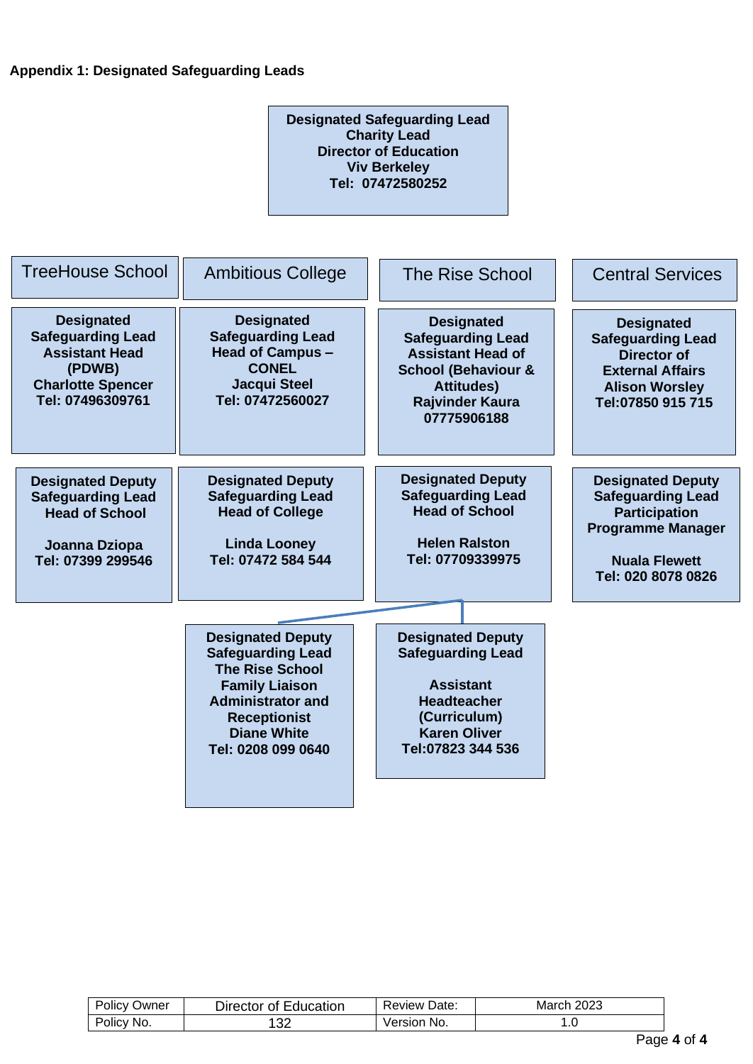**Appendix 1: Designated Safeguarding Leads**

**Designated Safeguarding Lead**
**Charity Lead**
**Director of Education**
**Viv Berkeley**
**Tel: 07472580252**

## TreeHouse School

**Designated Safeguarding Lead**
**Assistant Head (PDWB)**
**Charlotte Spencer**
**Tel: 07496309761**

**Designated Deputy Safeguarding Lead**
**Head of School**

**Joanna Dziopa**
**Tel: 07399 299546**

## Ambitious College

**Designated Safeguarding Lead**
**Head of Campus – CONEL**
**Jacqui Steel**
**Tel: 07472560027**

**Designated Deputy Safeguarding Lead**
**Head of College**

**Linda Looney**
**Tel: 07472 584 544**

## The Rise School

**Designated Safeguarding Lead**
**Assistant Head of School (Behaviour & Attitudes)**
**Rajvinder Kaura**
**07775906188**

**Designated Deputy Safeguarding Lead**
**Head of School**

**Helen Ralston**
**Tel: 07709339975**

**Designated Deputy Safeguarding Lead**
**The Rise School**
**Family Liaison Administrator and Receptionist**
**Diane White**
**Tel: 0208 099 0640**

**Designated Deputy Safeguarding Lead**

**Assistant Headteacher (Curriculum)**
**Karen Oliver**
**Tel:07823 344 536**

## Central Services

**Designated Safeguarding Lead**
**Director of External Affairs**
**Alison Worsley**
**Tel:07850 915 715**

**Designated Deputy Safeguarding Lead**
**Participation Programme Manager**

**Nuala Flewett**
**Tel: 020 8078 0826**

| | | | |
|---|---|---|---|
| Policy Owner | Director of Education | Review Date: | March 2023 |
| Policy No. | 132 | Version No. | 1.0 |